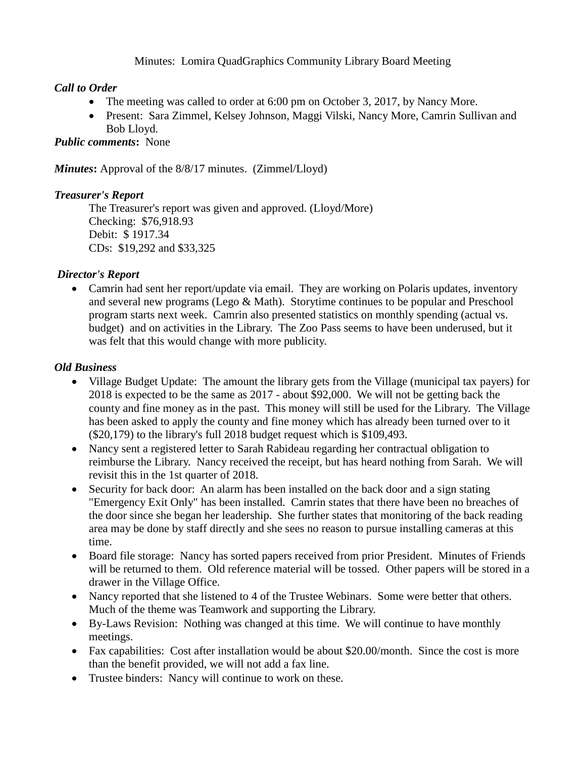Minutes: Lomira QuadGraphics Community Library Board Meeting

***Call to Order***

- The meeting was called to order at 6:00 pm on October 3, 2017, by Nancy More.
- Present: Sara Zimmel, Kelsey Johnson, Maggi Vilski, Nancy More, Camrin Sullivan and Bob Lloyd.

***Public comments*:** None

***Minutes*:** Approval of the 8/8/17 minutes. (Zimmel/Lloyd)

***Treasurer's Report***

The Treasurer's report was given and approved. (Lloyd/More)
Checking: $76,918.93
Debit: $ 1917.34
CDs: $19,292 and $33,325

***Director's Report***

- Camrin had sent her report/update via email. They are working on Polaris updates, inventory and several new programs (Lego & Math). Storytime continues to be popular and Preschool program starts next week. Camrin also presented statistics on monthly spending (actual vs. budget) and on activities in the Library. The Zoo Pass seems to have been underused, but it was felt that this would change with more publicity.

***Old Business***

- Village Budget Update: The amount the library gets from the Village (municipal tax payers) for 2018 is expected to be the same as 2017 - about $92,000. We will not be getting back the county and fine money as in the past. This money will still be used for the Library. The Village has been asked to apply the county and fine money which has already been turned over to it ($20,179) to the library's full 2018 budget request which is $109,493.
- Nancy sent a registered letter to Sarah Rabideau regarding her contractual obligation to reimburse the Library. Nancy received the receipt, but has heard nothing from Sarah. We will revisit this in the 1st quarter of 2018.
- Security for back door: An alarm has been installed on the back door and a sign stating "Emergency Exit Only" has been installed. Camrin states that there have been no breaches of the door since she began her leadership. She further states that monitoring of the back reading area may be done by staff directly and she sees no reason to pursue installing cameras at this time.
- Board file storage: Nancy has sorted papers received from prior President. Minutes of Friends will be returned to them. Old reference material will be tossed. Other papers will be stored in a drawer in the Village Office.
- Nancy reported that she listened to 4 of the Trustee Webinars. Some were better that others. Much of the theme was Teamwork and supporting the Library.
- By-Laws Revision: Nothing was changed at this time. We will continue to have monthly meetings.
- Fax capabilities: Cost after installation would be about $20.00/month. Since the cost is more than the benefit provided, we will not add a fax line.
- Trustee binders: Nancy will continue to work on these.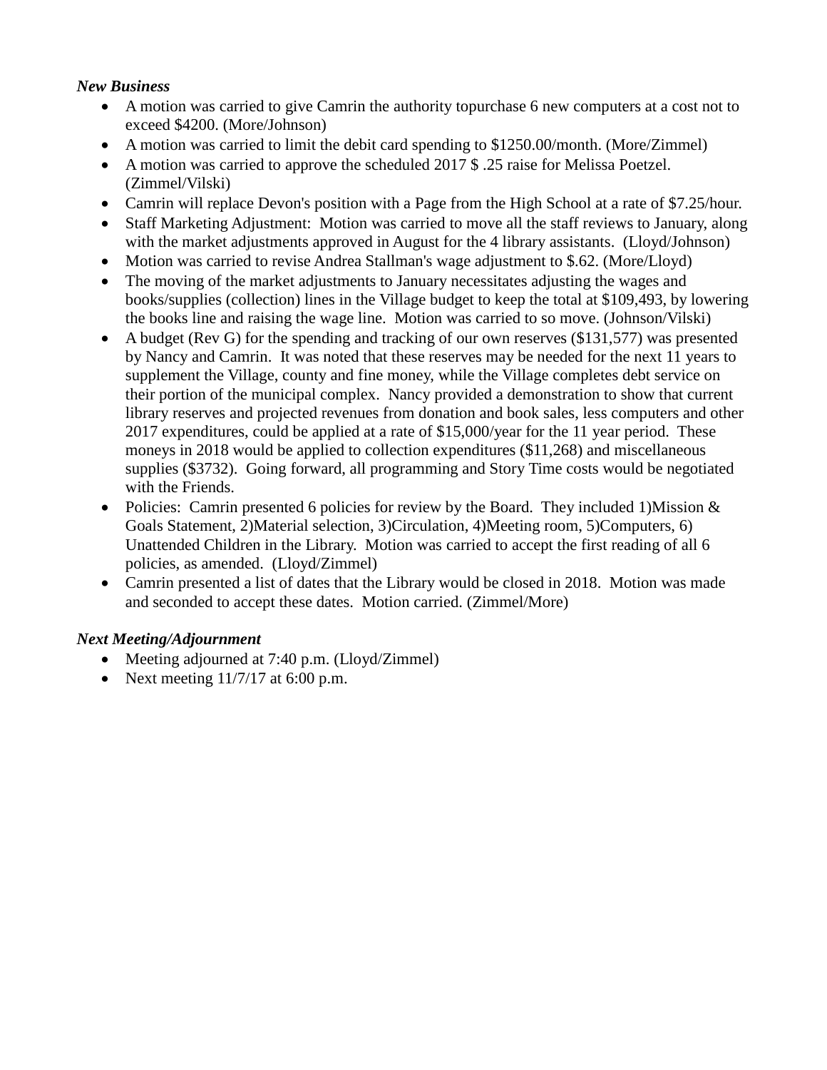***New Business***

- A motion was carried to give Camrin the authority topurchase 6 new computers at a cost not to exceed $4200. (More/Johnson)
- A motion was carried to limit the debit card spending to $1250.00/month. (More/Zimmel)
- A motion was carried to approve the scheduled 2017 $ .25 raise for Melissa Poetzel. (Zimmel/Vilski)
- Camrin will replace Devon's position with a Page from the High School at a rate of $7.25/hour.
- Staff Marketing Adjustment: Motion was carried to move all the staff reviews to January, along with the market adjustments approved in August for the 4 library assistants. (Lloyd/Johnson)
- Motion was carried to revise Andrea Stallman's wage adjustment to $.62. (More/Lloyd)
- The moving of the market adjustments to January necessitates adjusting the wages and books/supplies (collection) lines in the Village budget to keep the total at $109,493, by lowering the books line and raising the wage line. Motion was carried to so move. (Johnson/Vilski)
- A budget (Rev G) for the spending and tracking of our own reserves ($131,577) was presented by Nancy and Camrin. It was noted that these reserves may be needed for the next 11 years to supplement the Village, county and fine money, while the Village completes debt service on their portion of the municipal complex. Nancy provided a demonstration to show that current library reserves and projected revenues from donation and book sales, less computers and other 2017 expenditures, could be applied at a rate of $15,000/year for the 11 year period. These moneys in 2018 would be applied to collection expenditures ($11,268) and miscellaneous supplies ($3732). Going forward, all programming and Story Time costs would be negotiated with the Friends.
- Policies: Camrin presented 6 policies for review by the Board. They included 1)Mission & Goals Statement, 2)Material selection, 3)Circulation, 4)Meeting room, 5)Computers, 6) Unattended Children in the Library. Motion was carried to accept the first reading of all 6 policies, as amended. (Lloyd/Zimmel)
- Camrin presented a list of dates that the Library would be closed in 2018. Motion was made and seconded to accept these dates. Motion carried. (Zimmel/More)

***Next Meeting/Adjournment***

- Meeting adjourned at 7:40 p.m. (Lloyd/Zimmel)
- Next meeting 11/7/17 at 6:00 p.m.